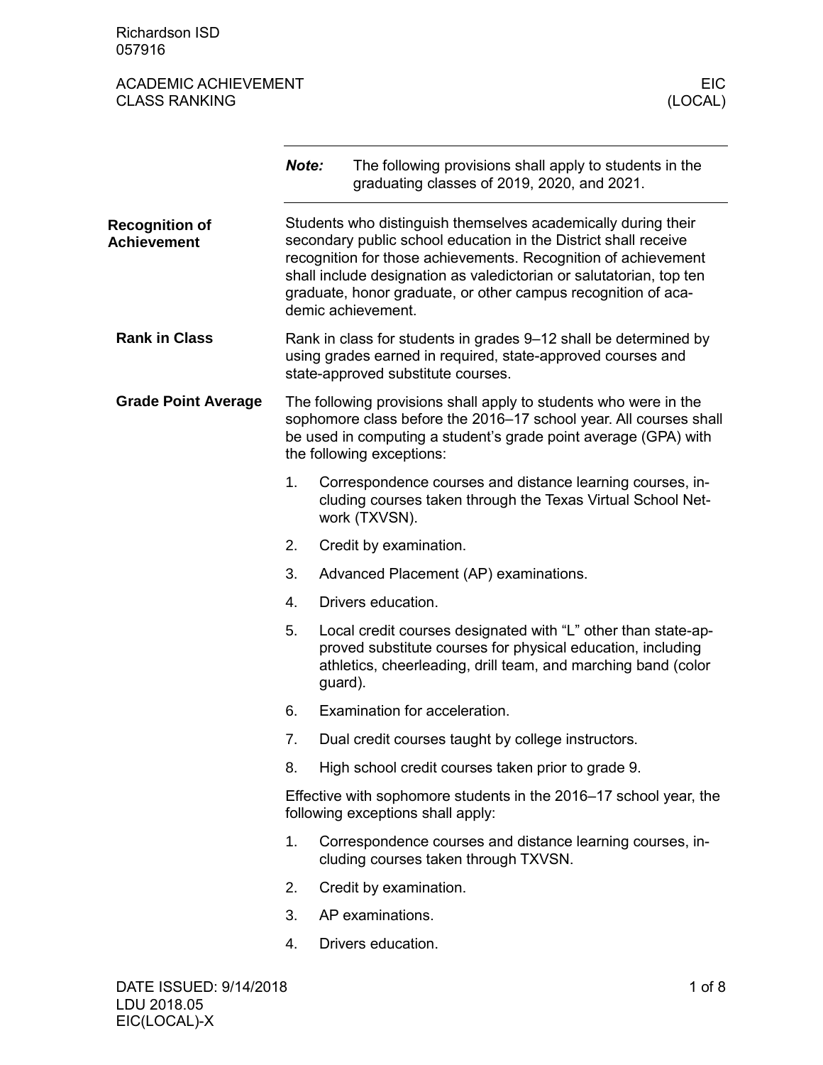Richardson ISD
057916

ACADEMIC ACHIEVEMENT
CLASS RANKING

EIC
(LOCAL)

***Note:*** The following provisions shall apply to students in the graduating classes of 2019, 2020, and 2021.

## Recognition of Achievement

Students who distinguish themselves academically during their secondary public school education in the District shall receive recognition for those achievements. Recognition of achievement shall include designation as valedictorian or salutatorian, top ten graduate, honor graduate, or other campus recognition of academic achievement.

### Rank in Class

Rank in class for students in grades 9–12 shall be determined by using grades earned in required, state-approved courses and state-approved substitute courses.

### Grade Point Average

The following provisions shall apply to students who were in the sophomore class before the 2016–17 school year. All courses shall be used in computing a student's grade point average (GPA) with the following exceptions:

1. Correspondence courses and distance learning courses, including courses taken through the Texas Virtual School Network (TXVSN).
2. Credit by examination.
3. Advanced Placement (AP) examinations.
4. Drivers education.
5. Local credit courses designated with "L" other than state-approved substitute courses for physical education, including athletics, cheerleading, drill team, and marching band (color guard).
6. Examination for acceleration.
7. Dual credit courses taught by college instructors.
8. High school credit courses taken prior to grade 9.

Effective with sophomore students in the 2016–17 school year, the following exceptions shall apply:

1. Correspondence courses and distance learning courses, including courses taken through TXVSN.
2. Credit by examination.
3. AP examinations.
4. Drivers education.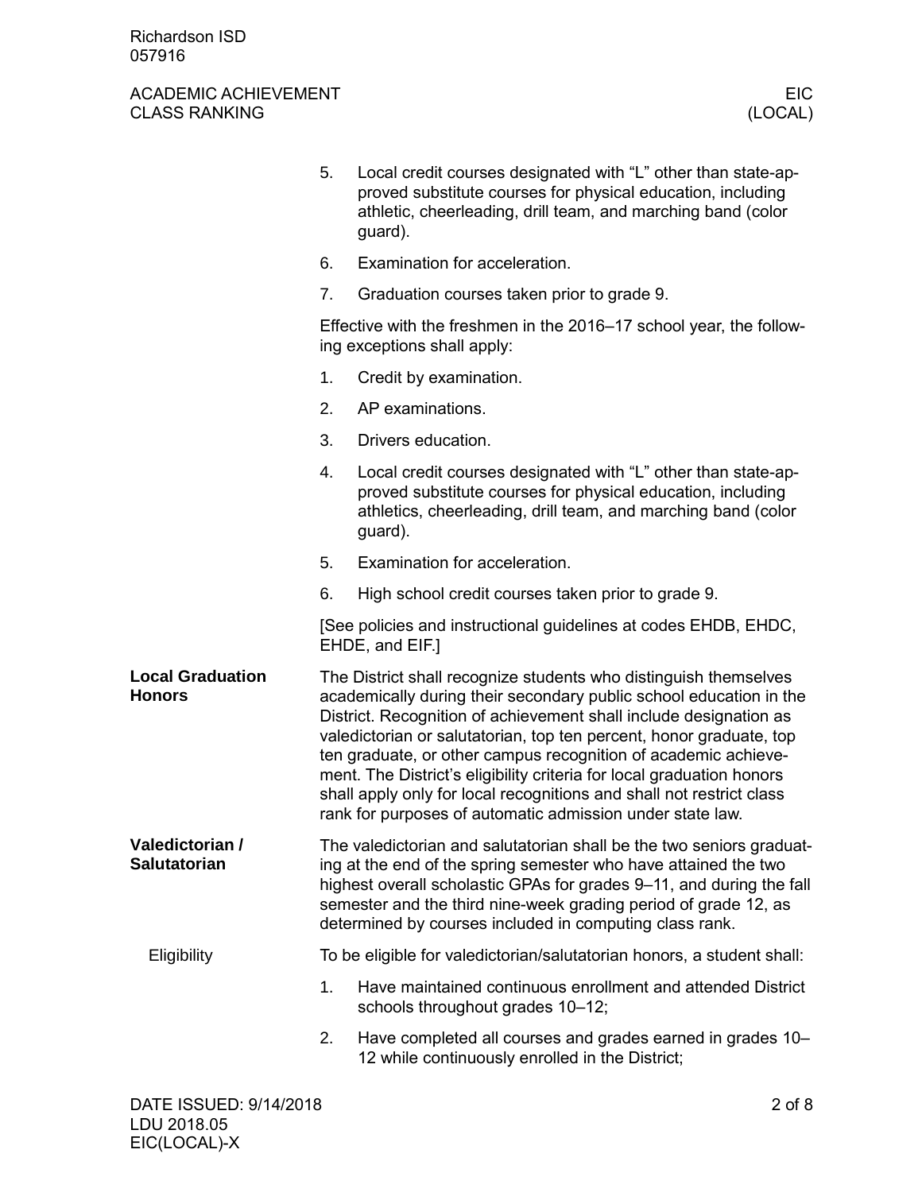5. Local credit courses designated with "L" other than state-approved substitute courses for physical education, including athletic, cheerleading, drill team, and marching band (color guard).
6. Examination for acceleration.
7. Graduation courses taken prior to grade 9.

Effective with the freshmen in the 2016–17 school year, the following exceptions shall apply:

1. Credit by examination.
2. AP examinations.
3. Drivers education.
4. Local credit courses designated with "L" other than state-approved substitute courses for physical education, including athletics, cheerleading, drill team, and marching band (color guard).
5. Examination for acceleration.
6. High school credit courses taken prior to grade 9.

[See policies and instructional guidelines at codes EHDB, EHDC, EHDE, and EIF.]

## Local Graduation Honors

The District shall recognize students who distinguish themselves academically during their secondary public school education in the District. Recognition of achievement shall include designation as valedictorian or salutatorian, top ten percent, honor graduate, top ten graduate, or other campus recognition of academic achievement. The District's eligibility criteria for local graduation honors shall apply only for local recognitions and shall not restrict class rank for purposes of automatic admission under state law.

## Valedictorian / Salutatorian

The valedictorian and salutatorian shall be the two seniors graduating at the end of the spring semester who have attained the two highest overall scholastic GPAs for grades 9–11, and during the fall semester and the third nine-week grading period of grade 12, as determined by courses included in computing class rank.

### Eligibility

To be eligible for valedictorian/salutatorian honors, a student shall:

1. Have maintained continuous enrollment and attended District schools throughout grades 10–12;
2. Have completed all courses and grades earned in grades 10–12 while continuously enrolled in the District;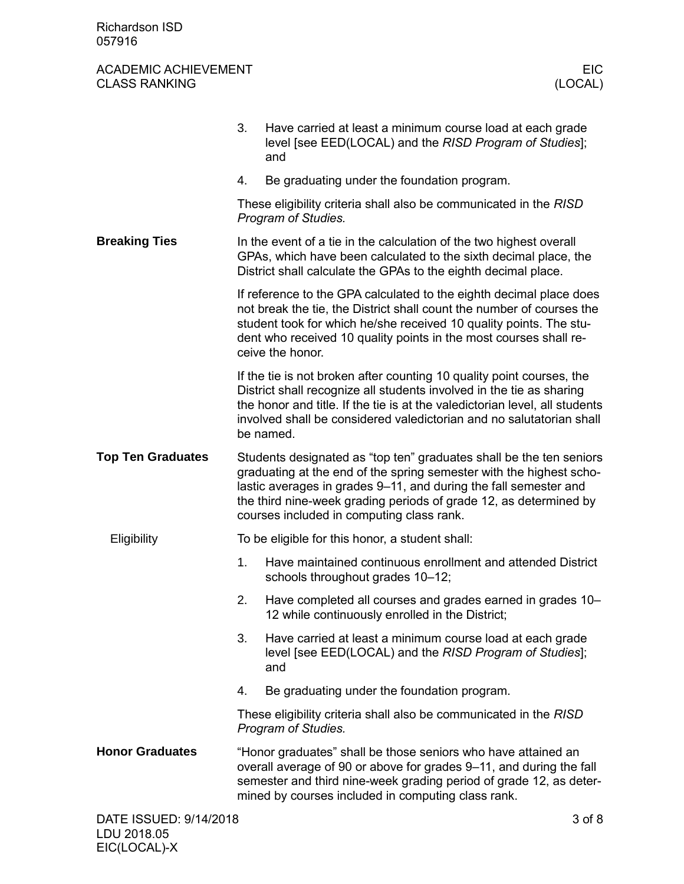3. Have carried at least a minimum course load at each grade level [see EED(LOCAL) and the *RISD Program of Studies*]; and
4. Be graduating under the foundation program.

These eligibility criteria shall also be communicated in the *RISD Program of Studies.*

## Breaking Ties

In the event of a tie in the calculation of the two highest overall GPAs, which have been calculated to the sixth decimal place, the District shall calculate the GPAs to the eighth decimal place.

If reference to the GPA calculated to the eighth decimal place does not break the tie, the District shall count the number of courses the student took for which he/she received 10 quality points. The student who received 10 quality points in the most courses shall receive the honor.

If the tie is not broken after counting 10 quality point courses, the District shall recognize all students involved in the tie as sharing the honor and title. If the tie is at the valedictorian level, all students involved shall be considered valedictorian and no salutatorian shall be named.

## Top Ten Graduates

Students designated as "top ten" graduates shall be the ten seniors graduating at the end of the spring semester with the highest scholastic averages in grades 9–11, and during the fall semester and the third nine-week grading periods of grade 12, as determined by courses included in computing class rank.

### Eligibility

To be eligible for this honor, a student shall:

1. Have maintained continuous enrollment and attended District schools throughout grades 10–12;
2. Have completed all courses and grades earned in grades 10–12 while continuously enrolled in the District;
3. Have carried at least a minimum course load at each grade level [see EED(LOCAL) and the *RISD Program of Studies*]; and
4. Be graduating under the foundation program.

These eligibility criteria shall also be communicated in the *RISD Program of Studies.*

## Honor Graduates

"Honor graduates" shall be those seniors who have attained an overall average of 90 or above for grades 9–11, and during the fall semester and third nine-week grading period of grade 12, as determined by courses included in computing class rank.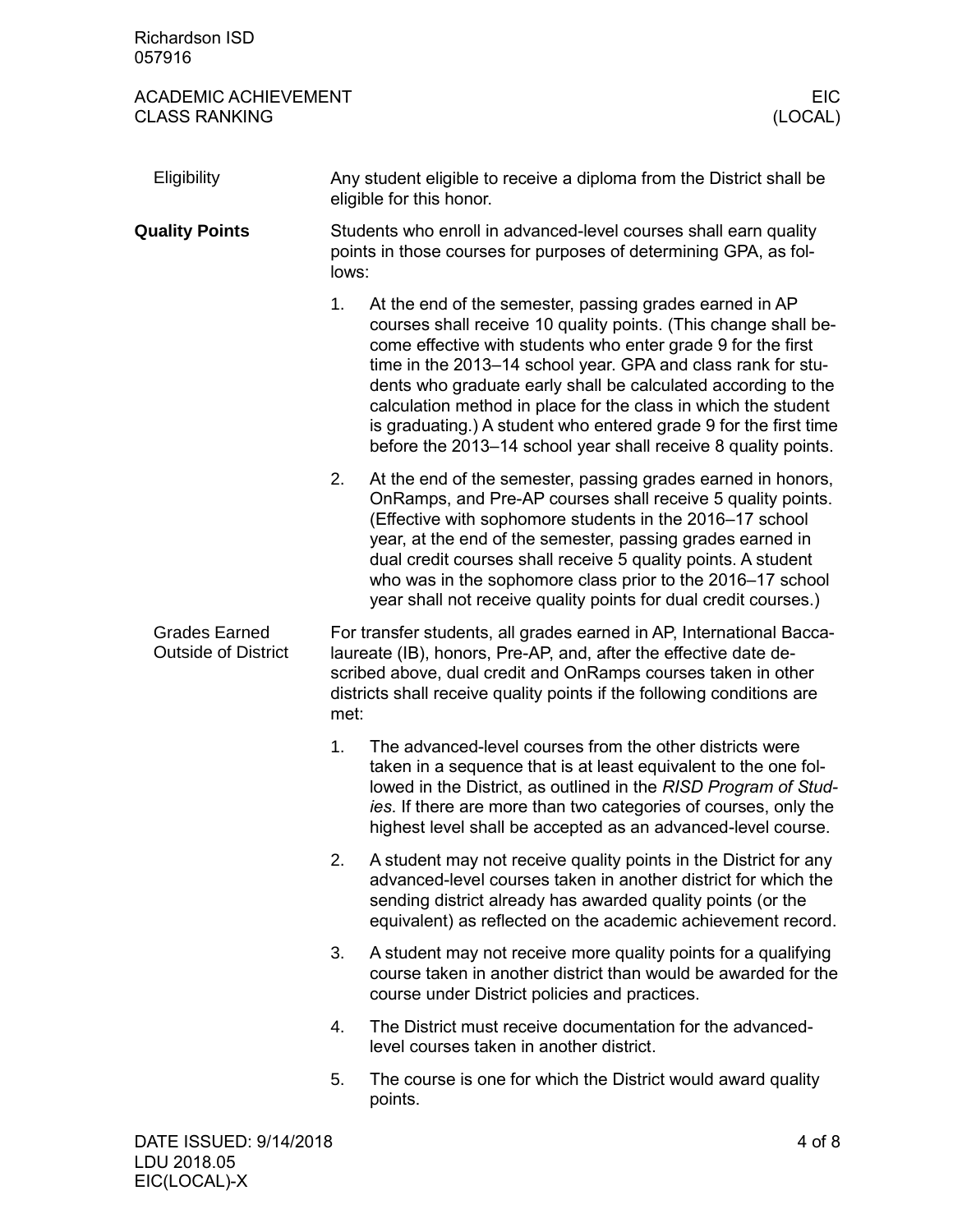### Eligibility

Any student eligible to receive a diploma from the District shall be eligible for this honor.

## Quality Points

Students who enroll in advanced-level courses shall earn quality points in those courses for purposes of determining GPA, as follows:

1. At the end of the semester, passing grades earned in AP courses shall receive 10 quality points. (This change shall become effective with students who enter grade 9 for the first time in the 2013–14 school year. GPA and class rank for students who graduate early shall be calculated according to the calculation method in place for the class in which the student is graduating.) A student who entered grade 9 for the first time before the 2013–14 school year shall receive 8 quality points.
2. At the end of the semester, passing grades earned in honors, OnRamps, and Pre-AP courses shall receive 5 quality points. (Effective with sophomore students in the 2016–17 school year, at the end of the semester, passing grades earned in dual credit courses shall receive 5 quality points. A student who was in the sophomore class prior to the 2016–17 school year shall not receive quality points for dual credit courses.)

### Grades Earned Outside of District

For transfer students, all grades earned in AP, International Baccalaureate (IB), honors, Pre-AP, and, after the effective date described above, dual credit and OnRamps courses taken in other districts shall receive quality points if the following conditions are met:

1. The advanced-level courses from the other districts were taken in a sequence that is at least equivalent to the one followed in the District, as outlined in the *RISD Program of Studies*. If there are more than two categories of courses, only the highest level shall be accepted as an advanced-level course.
2. A student may not receive quality points in the District for any advanced-level courses taken in another district for which the sending district already has awarded quality points (or the equivalent) as reflected on the academic achievement record.
3. A student may not receive more quality points for a qualifying course taken in another district than would be awarded for the course under District policies and practices.
4. The District must receive documentation for the advanced-level courses taken in another district.
5. The course is one for which the District would award quality points.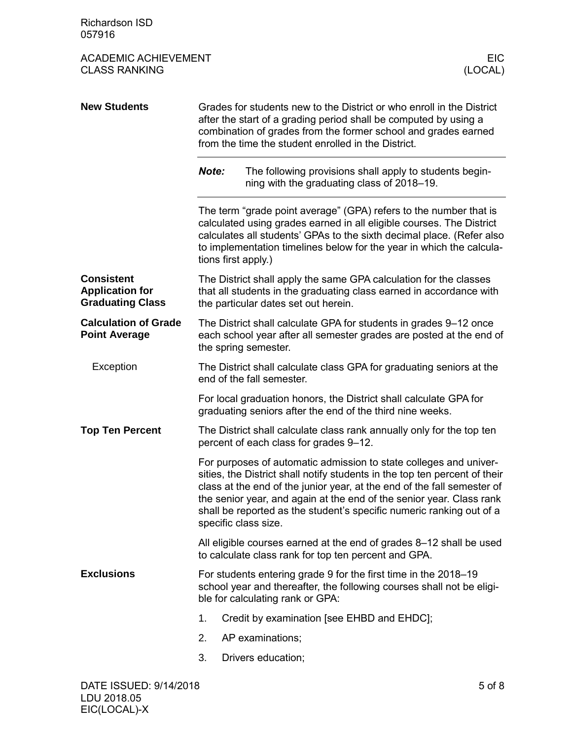**New Students**

Grades for students new to the District or who enroll in the District after the start of a grading period shall be computed by using a combination of grades from the former school and grades earned from the time the student enrolled in the District.

---

***Note:*** The following provisions shall apply to students beginning with the graduating class of 2018–19.

---

The term "grade point average" (GPA) refers to the number that is calculated using grades earned in all eligible courses. The District calculates all students' GPAs to the sixth decimal place. (Refer also to implementation timelines below for the year in which the calculations first apply.)

**Consistent Application for Graduating Class**

The District shall apply the same GPA calculation for the classes that all students in the graduating class earned in accordance with the particular dates set out herein.

**Calculation of Grade Point Average**

The District shall calculate GPA for students in grades 9–12 once each school year after all semester grades are posted at the end of the spring semester.

Exception

The District shall calculate class GPA for graduating seniors at the end of the fall semester.

For local graduation honors, the District shall calculate GPA for graduating seniors after the end of the third nine weeks.

**Top Ten Percent**

The District shall calculate class rank annually only for the top ten percent of each class for grades 9–12.

For purposes of automatic admission to state colleges and universities, the District shall notify students in the top ten percent of their class at the end of the junior year, at the end of the fall semester of the senior year, and again at the end of the senior year. Class rank shall be reported as the student's specific numeric ranking out of a specific class size.

All eligible courses earned at the end of grades 8–12 shall be used to calculate class rank for top ten percent and GPA.

**Exclusions**

For students entering grade 9 for the first time in the 2018–19 school year and thereafter, the following courses shall not be eligible for calculating rank or GPA:

1. Credit by examination [see EHBD and EHDC];
2. AP examinations;
3. Drivers education;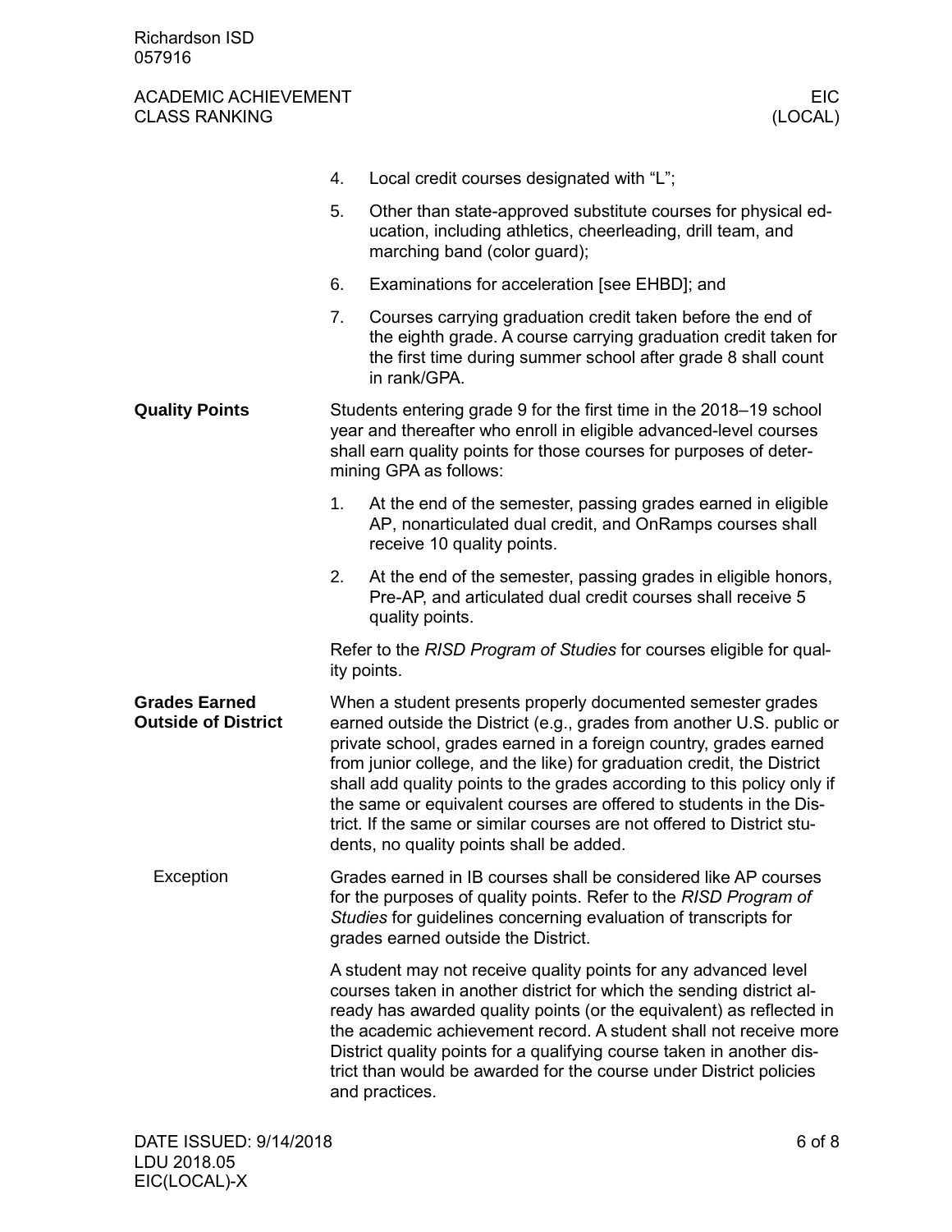4. Local credit courses designated with “L”;
5. Other than state-approved substitute courses for physical education, including athletics, cheerleading, drill team, and marching band (color guard);
6. Examinations for acceleration [see EHBD]; and
7. Courses carrying graduation credit taken before the end of the eighth grade. A course carrying graduation credit taken for the first time during summer school after grade 8 shall count in rank/GPA.

## Quality Points

Students entering grade 9 for the first time in the 2018–19 school year and thereafter who enroll in eligible advanced-level courses shall earn quality points for those courses for purposes of determining GPA as follows:

1. At the end of the semester, passing grades earned in eligible AP, nonarticulated dual credit, and OnRamps courses shall receive 10 quality points.
2. At the end of the semester, passing grades in eligible honors, Pre-AP, and articulated dual credit courses shall receive 5 quality points.

Refer to the *RISD Program of Studies* for courses eligible for quality points.

## Grades Earned Outside of District

When a student presents properly documented semester grades earned outside the District (e.g., grades from another U.S. public or private school, grades earned in a foreign country, grades earned from junior college, and the like) for graduation credit, the District shall add quality points to the grades according to this policy only if the same or equivalent courses are offered to students in the District. If the same or similar courses are not offered to District students, no quality points shall be added.

### Exception

Grades earned in IB courses shall be considered like AP courses for the purposes of quality points. Refer to the *RISD Program of Studies* for guidelines concerning evaluation of transcripts for grades earned outside the District.

A student may not receive quality points for any advanced level courses taken in another district for which the sending district already has awarded quality points (or the equivalent) as reflected in the academic achievement record. A student shall not receive more District quality points for a qualifying course taken in another district than would be awarded for the course under District policies and practices.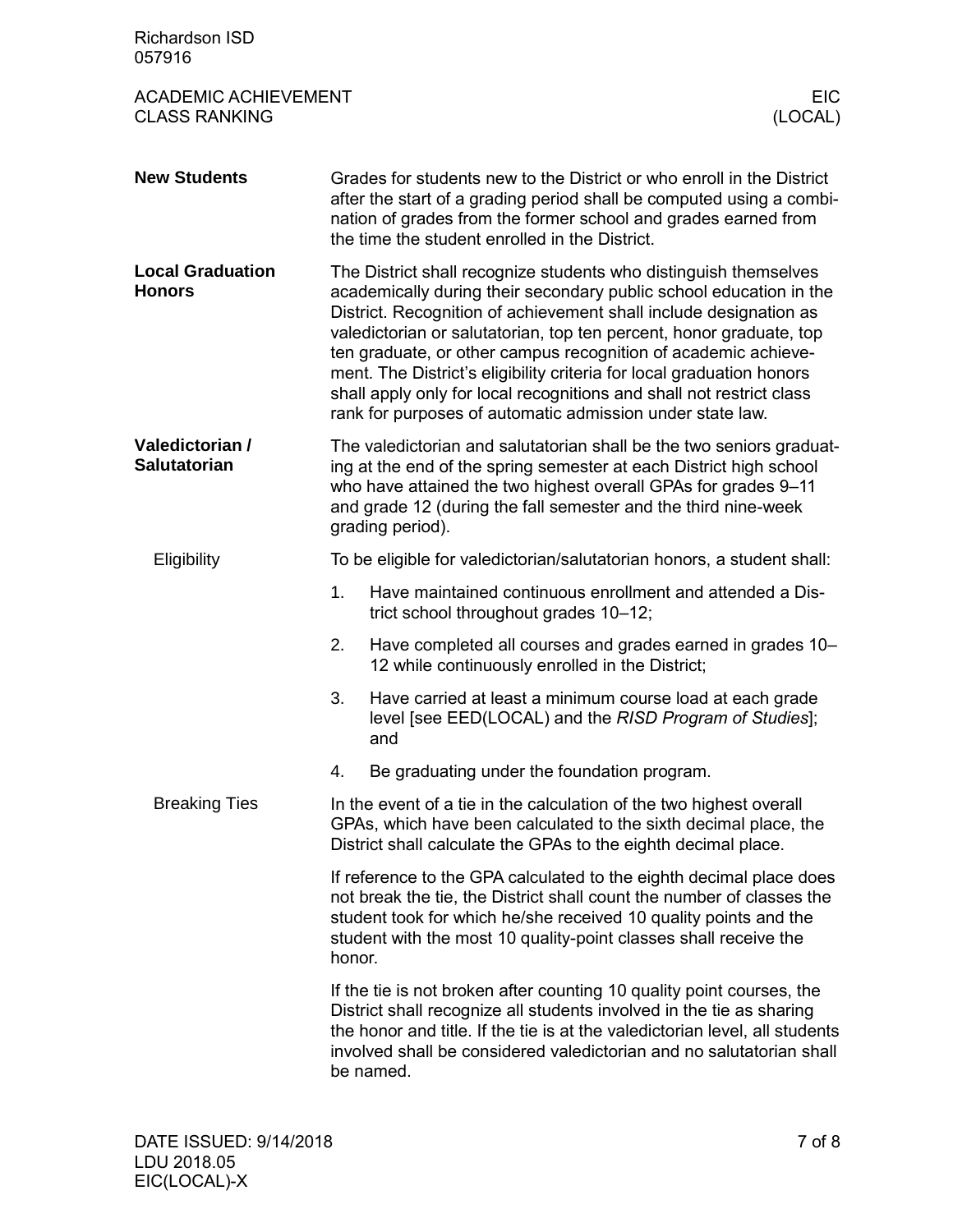**New Students**

Grades for students new to the District or who enroll in the District after the start of a grading period shall be computed using a combination of grades from the former school and grades earned from the time the student enrolled in the District.

**Local Graduation Honors**

The District shall recognize students who distinguish themselves academically during their secondary public school education in the District. Recognition of achievement shall include designation as valedictorian or salutatorian, top ten percent, honor graduate, top ten graduate, or other campus recognition of academic achievement. The District's eligibility criteria for local graduation honors shall apply only for local recognitions and shall not restrict class rank for purposes of automatic admission under state law.

**Valedictorian / Salutatorian**

The valedictorian and salutatorian shall be the two seniors graduating at the end of the spring semester at each District high school who have attained the two highest overall GPAs for grades 9–11 and grade 12 (during the fall semester and the third nine-week grading period).

Eligibility

To be eligible for valedictorian/salutatorian honors, a student shall:

1. Have maintained continuous enrollment and attended a District school throughout grades 10–12;
2. Have completed all courses and grades earned in grades 10–12 while continuously enrolled in the District;
3. Have carried at least a minimum course load at each grade level [see EED(LOCAL) and the *RISD Program of Studies*]; and
4. Be graduating under the foundation program.

Breaking Ties

In the event of a tie in the calculation of the two highest overall GPAs, which have been calculated to the sixth decimal place, the District shall calculate the GPAs to the eighth decimal place.

If reference to the GPA calculated to the eighth decimal place does not break the tie, the District shall count the number of classes the student took for which he/she received 10 quality points and the student with the most 10 quality-point classes shall receive the honor.

If the tie is not broken after counting 10 quality point courses, the District shall recognize all students involved in the tie as sharing the honor and title. If the tie is at the valedictorian level, all students involved shall be considered valedictorian and no salutatorian shall be named.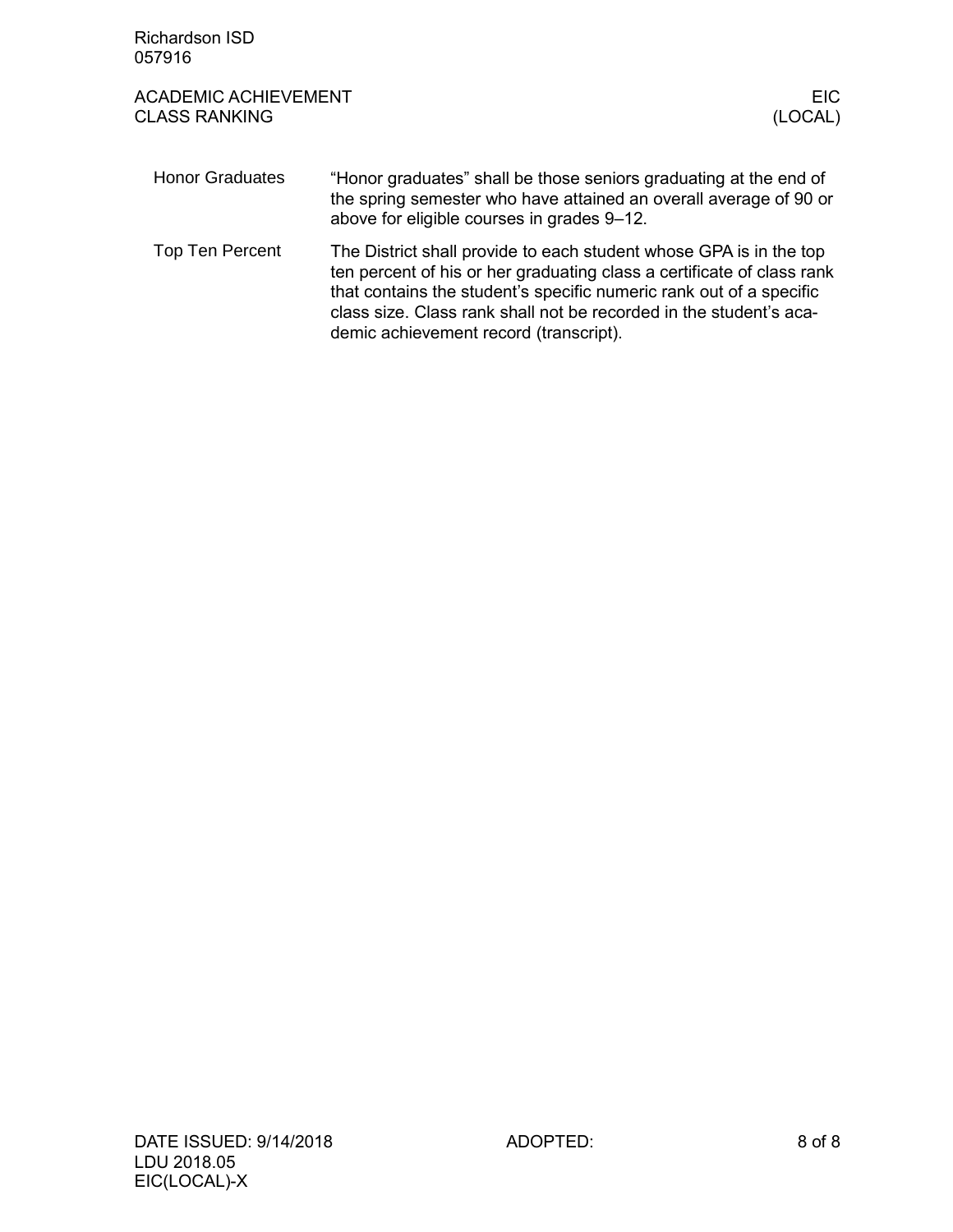## Honor Graduates

"Honor graduates" shall be those seniors graduating at the end of the spring semester who have attained an overall average of 90 or above for eligible courses in grades 9–12.

## Top Ten Percent

The District shall provide to each student whose GPA is in the top ten percent of his or her graduating class a certificate of class rank that contains the student's specific numeric rank out of a specific class size. Class rank shall not be recorded in the student's academic achievement record (transcript).